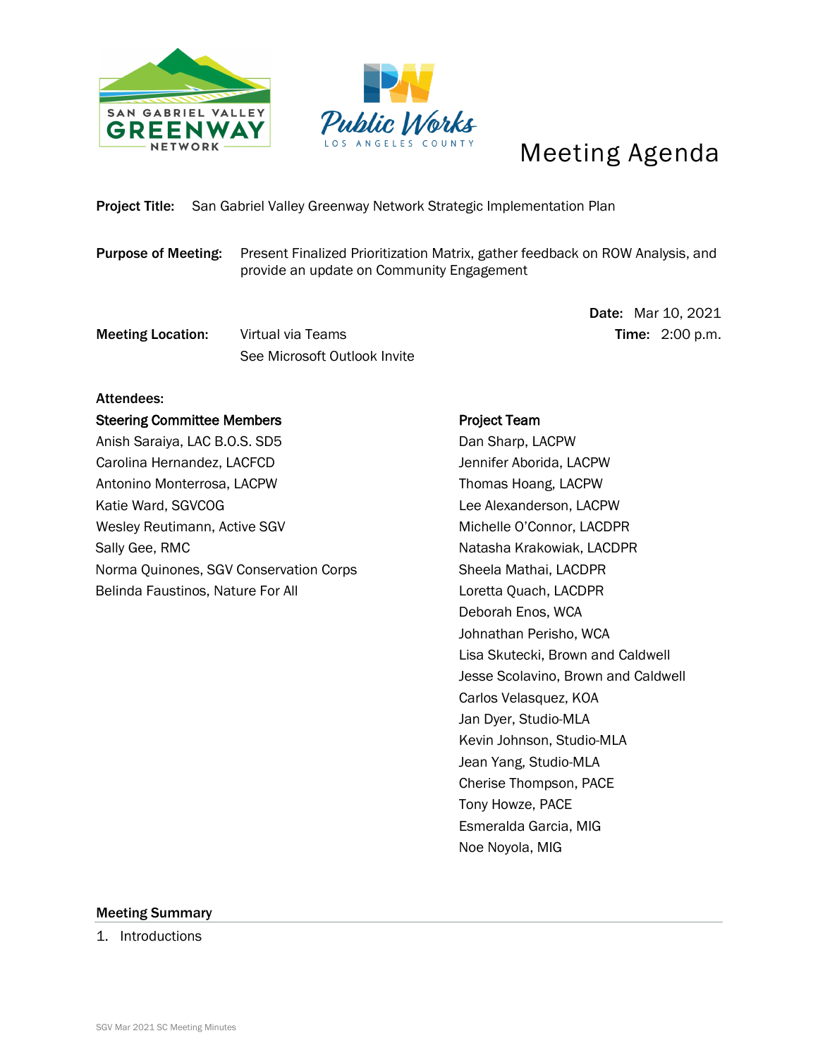# Meeting Agenda

**Project Title:** San Gabriel Valley Greenway Network Strategic Implementation Plan

**Purpose of Meeting:** Present Finalized Prioritization Matrix, gather feedback on ROW Analysis, and provide an update on Community Engagement

**Date:** Mar 10, 2021

**Time:** 2:00 p.m.

**Meeting Location:** Virtual via Teams
See Microsoft Outlook Invite

**Attendees:**

**Steering Committee Members**

Anish Saraiya, LAC B.O.S. SD5
Carolina Hernandez, LACFCD
Antonino Monterrosa, LACPW
Katie Ward, SGVCOG
Wesley Reutimann, Active SGV
Sally Gee, RMC
Norma Quinones, SGV Conservation Corps
Belinda Faustinos, Nature For All

**Project Team**

Dan Sharp, LACPW
Jennifer Aborida, LACPW
Thomas Hoang, LACPW
Lee Alexanderson, LACPW
Michelle O'Connor, LACDPR
Natasha Krakowiak, LACDPR
Sheela Mathai, LACDPR
Loretta Quach, LACDPR
Deborah Enos, WCA
Johnathan Perisho, WCA
Lisa Skutecki, Brown and Caldwell
Jesse Scolavino, Brown and Caldwell
Carlos Velasquez, KOA
Jan Dyer, Studio-MLA
Kevin Johnson, Studio-MLA
Jean Yang, Studio-MLA
Cherise Thompson, PACE
Tony Howze, PACE
Esmeralda Garcia, MIG
Noe Noyola, MIG

## Meeting Summary

1. Introductions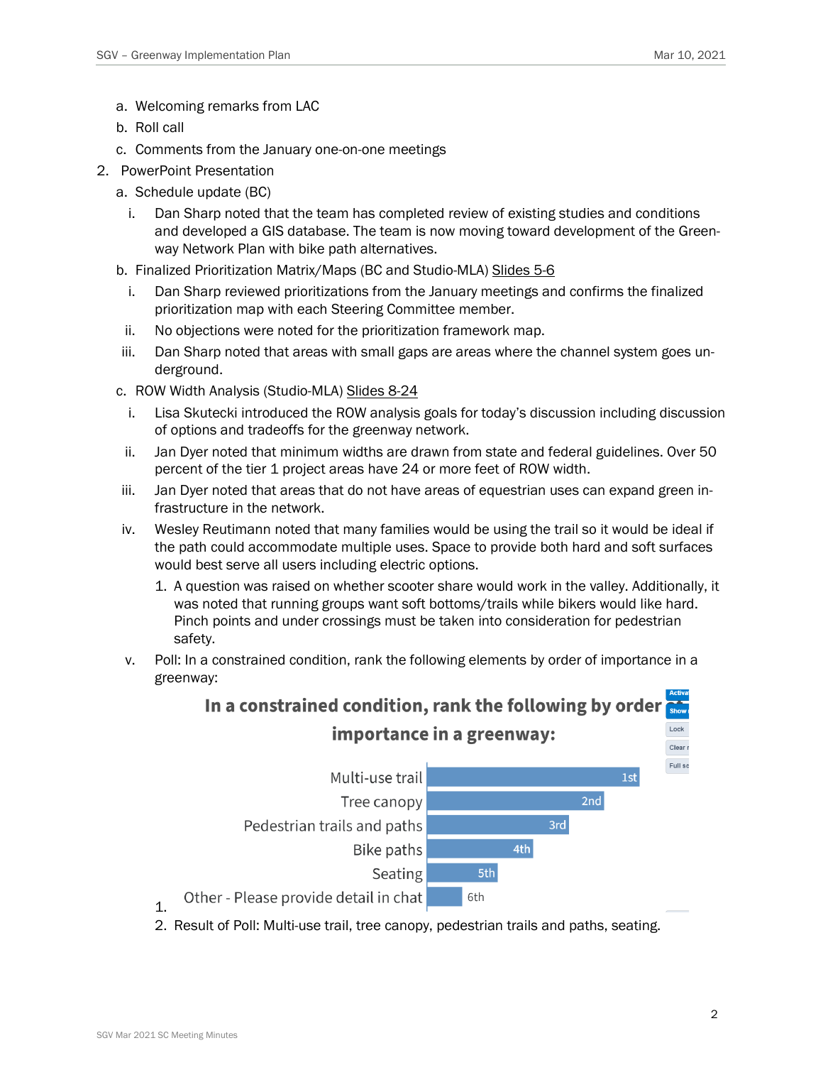a. Welcoming remarks from LAC
b. Roll call
c. Comments from the January one-on-one meetings

2. PowerPoint Presentation
   a. Schedule update (BC)
      i. Dan Sharp noted that the team has completed review of existing studies and conditions and developed a GIS database. The team is now moving toward development of the Greenway Network Plan with bike path alternatives.
   b. Finalized Prioritization Matrix/Maps (BC and Studio-MLA) Slides 5-6
      i. Dan Sharp reviewed prioritizations from the January meetings and confirms the finalized prioritization map with each Steering Committee member.
      ii. No objections were noted for the prioritization framework map.
      iii. Dan Sharp noted that areas with small gaps are areas where the channel system goes underground.
   c. ROW Width Analysis (Studio-MLA) Slides 8-24
      i. Lisa Skutecki introduced the ROW analysis goals for today's discussion including discussion of options and tradeoffs for the greenway network.
      ii. Jan Dyer noted that minimum widths are drawn from state and federal guidelines. Over 50 percent of the tier 1 project areas have 24 or more feet of ROW width.
      iii. Jan Dyer noted that areas that do not have areas of equestrian uses can expand green infrastructure in the network.
      iv. Wesley Reutimann noted that many families would be using the trail so it would be ideal if the path could accommodate multiple uses. Space to provide both hard and soft surfaces would best serve all users including electric options.
         1. A question was raised on whether scooter share would work in the valley. Additionally, it was noted that running groups want soft bottoms/trails while bikers would like hard. Pinch points and under crossings must be taken into consideration for pedestrian safety.
      v. Poll: In a constrained condition, rank the following elements by order of importance in a greenway:
         1. **In a constrained condition, rank the following by order of importance in a greenway:**

| Element | Rank |
|---|---|
| Multi-use trail | 1st |
| Tree canopy | 2nd |
| Pedestrian trails and paths | 3rd |
| Bike paths | 4th |
| Seating | 5th |
| Other - Please provide detail in chat | 6th |

         2. Result of Poll: Multi-use trail, tree canopy, pedestrian trails and paths, seating.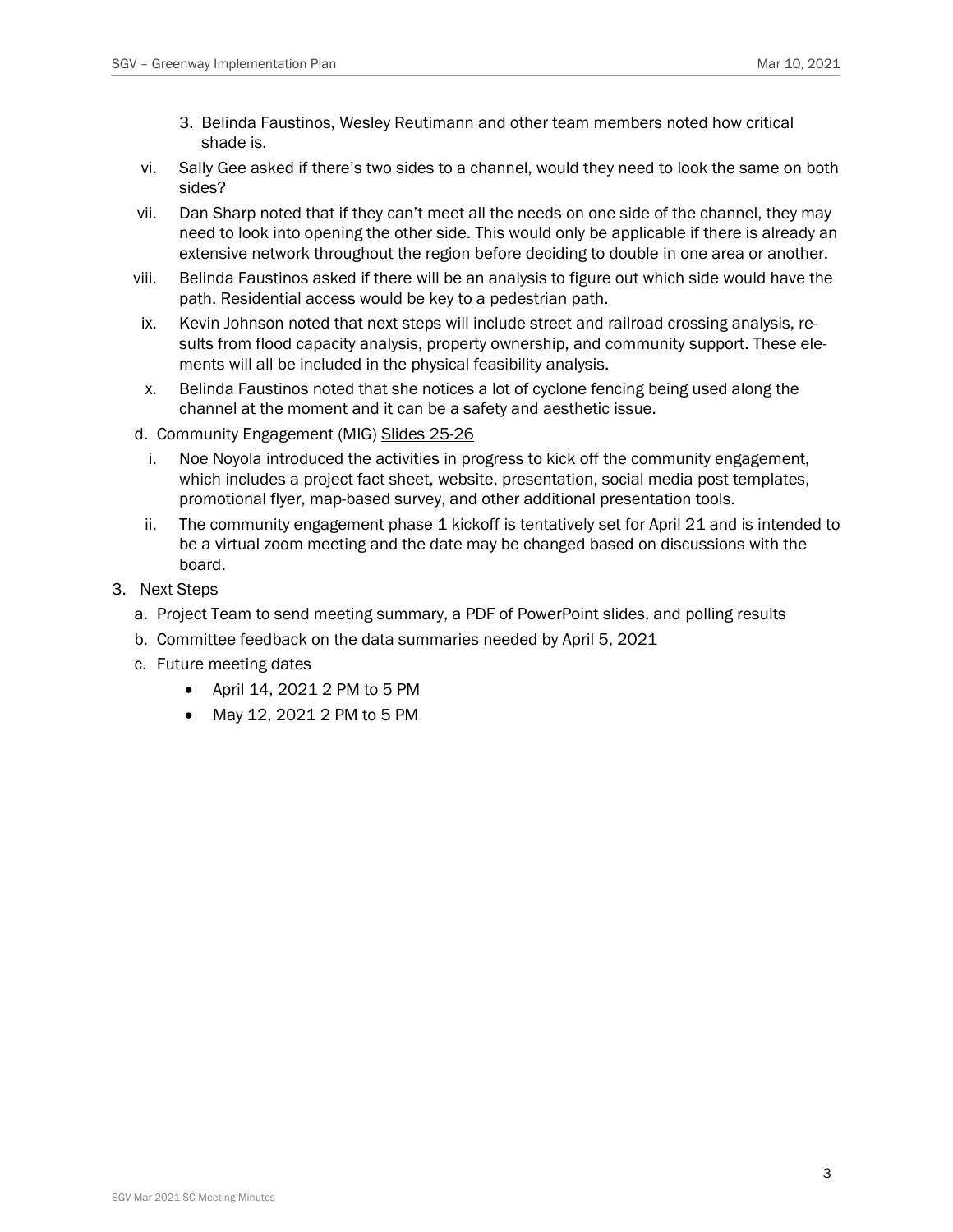3. Belinda Faustinos, Wesley Reutimann and other team members noted how critical shade is.

vi. Sally Gee asked if there's two sides to a channel, would they need to look the same on both sides?

vii. Dan Sharp noted that if they can't meet all the needs on one side of the channel, they may need to look into opening the other side. This would only be applicable if there is already an extensive network throughout the region before deciding to double in one area or another.

viii. Belinda Faustinos asked if there will be an analysis to figure out which side would have the path. Residential access would be key to a pedestrian path.

ix. Kevin Johnson noted that next steps will include street and railroad crossing analysis, results from flood capacity analysis, property ownership, and community support. These elements will all be included in the physical feasibility analysis.

x. Belinda Faustinos noted that she notices a lot of cyclone fencing being used along the channel at the moment and it can be a safety and aesthetic issue.

d. Community Engagement (MIG) Slides 25-26

i. Noe Noyola introduced the activities in progress to kick off the community engagement, which includes a project fact sheet, website, presentation, social media post templates, promotional flyer, map-based survey, and other additional presentation tools.

ii. The community engagement phase 1 kickoff is tentatively set for April 21 and is intended to be a virtual zoom meeting and the date may be changed based on discussions with the board.

3. Next Steps

a. Project Team to send meeting summary, a PDF of PowerPoint slides, and polling results

b. Committee feedback on the data summaries needed by April 5, 2021

c. Future meeting dates

- April 14, 2021 2 PM to 5 PM
- May 12, 2021 2 PM to 5 PM